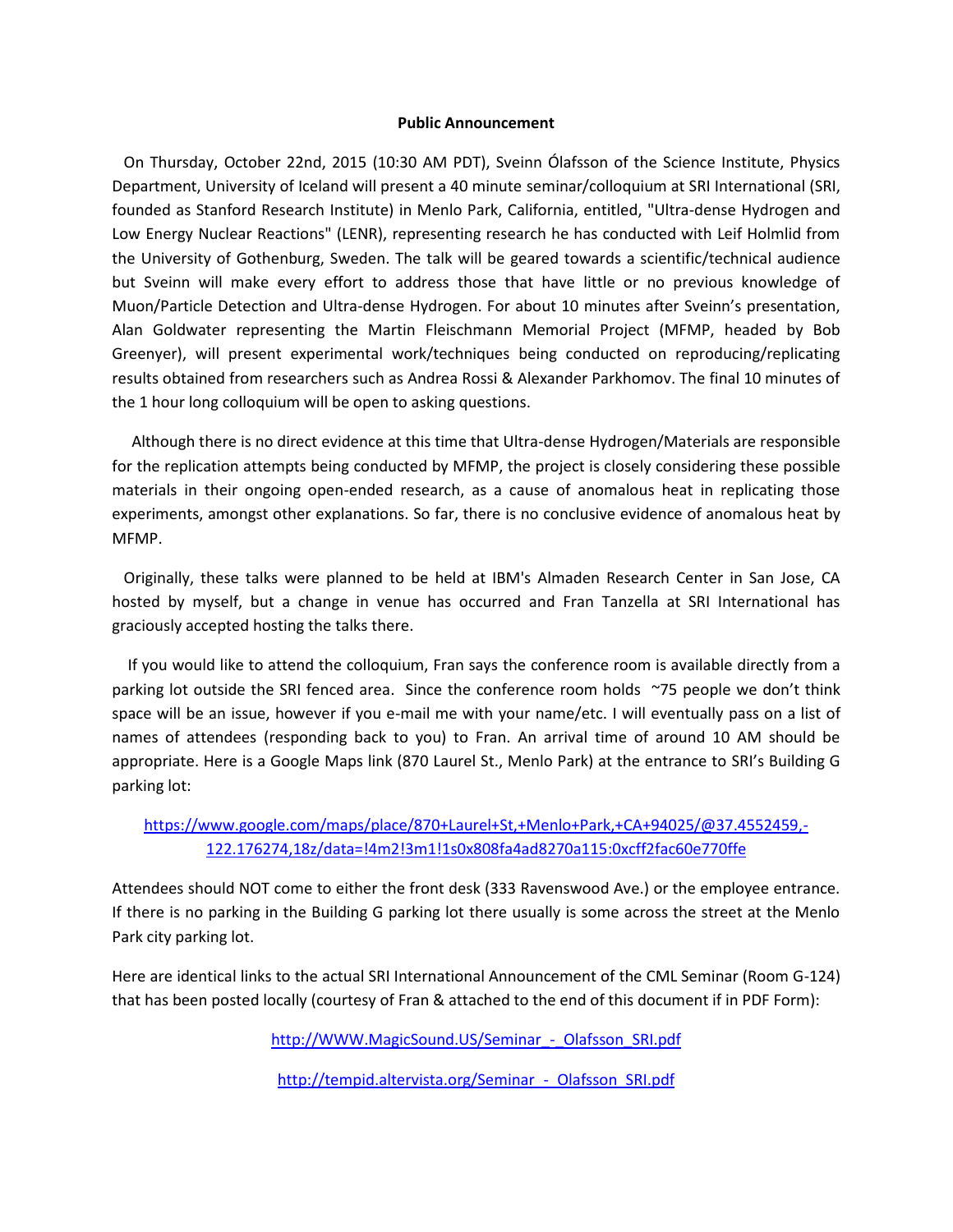**Public Announcement**

On Thursday, October 22nd, 2015 (10:30 AM PDT), Sveinn Ólafsson of the Science Institute, Physics Department, University of Iceland will present a 40 minute seminar/colloquium at SRI International (SRI, founded as Stanford Research Institute) in Menlo Park, California, entitled, "Ultra-dense Hydrogen and Low Energy Nuclear Reactions" (LENR), representing research he has conducted with Leif Holmlid from the University of Gothenburg, Sweden. The talk will be geared towards a scientific/technical audience but Sveinn will make every effort to address those that have little or no previous knowledge of Muon/Particle Detection and Ultra-dense Hydrogen. For about 10 minutes after Sveinn's presentation, Alan Goldwater representing the Martin Fleischmann Memorial Project (MFMP, headed by Bob Greenyer), will present experimental work/techniques being conducted on reproducing/replicating results obtained from researchers such as Andrea Rossi & Alexander Parkhomov. The final 10 minutes of the 1 hour long colloquium will be open to asking questions.

Although there is no direct evidence at this time that Ultra-dense Hydrogen/Materials are responsible for the replication attempts being conducted by MFMP, the project is closely considering these possible materials in their ongoing open-ended research, as a cause of anomalous heat in replicating those experiments, amongst other explanations. So far, there is no conclusive evidence of anomalous heat by MFMP.

Originally, these talks were planned to be held at IBM's Almaden Research Center in San Jose, CA hosted by myself, but a change in venue has occurred and Fran Tanzella at SRI International has graciously accepted hosting the talks there.

If you would like to attend the colloquium, Fran says the conference room is available directly from a parking lot outside the SRI fenced area. Since the conference room holds ~75 people we don't think space will be an issue, however if you e-mail me with your name/etc. I will eventually pass on a list of names of attendees (responding back to you) to Fran. An arrival time of around 10 AM should be appropriate. Here is a Google Maps link (870 Laurel St., Menlo Park) at the entrance to SRI's Building G parking lot:

https://www.google.com/maps/place/870+Laurel+St,+Menlo+Park,+CA+94025/@37.4552459,-122.176274,18z/data=!4m2!3m1!1s0x808fa4ad8270a115:0xcff2fac60e770ffe

Attendees should NOT come to either the front desk (333 Ravenswood Ave.) or the employee entrance. If there is no parking in the Building G parking lot there usually is some across the street at the Menlo Park city parking lot.

Here are identical links to the actual SRI International Announcement of the CML Seminar (Room G-124) that has been posted locally (courtesy of Fran & attached to the end of this document if in PDF Form):

http://WWW.MagicSound.US/Seminar_-_Olafsson_SRI.pdf

http://tempid.altervista.org/Seminar_-_Olafsson_SRI.pdf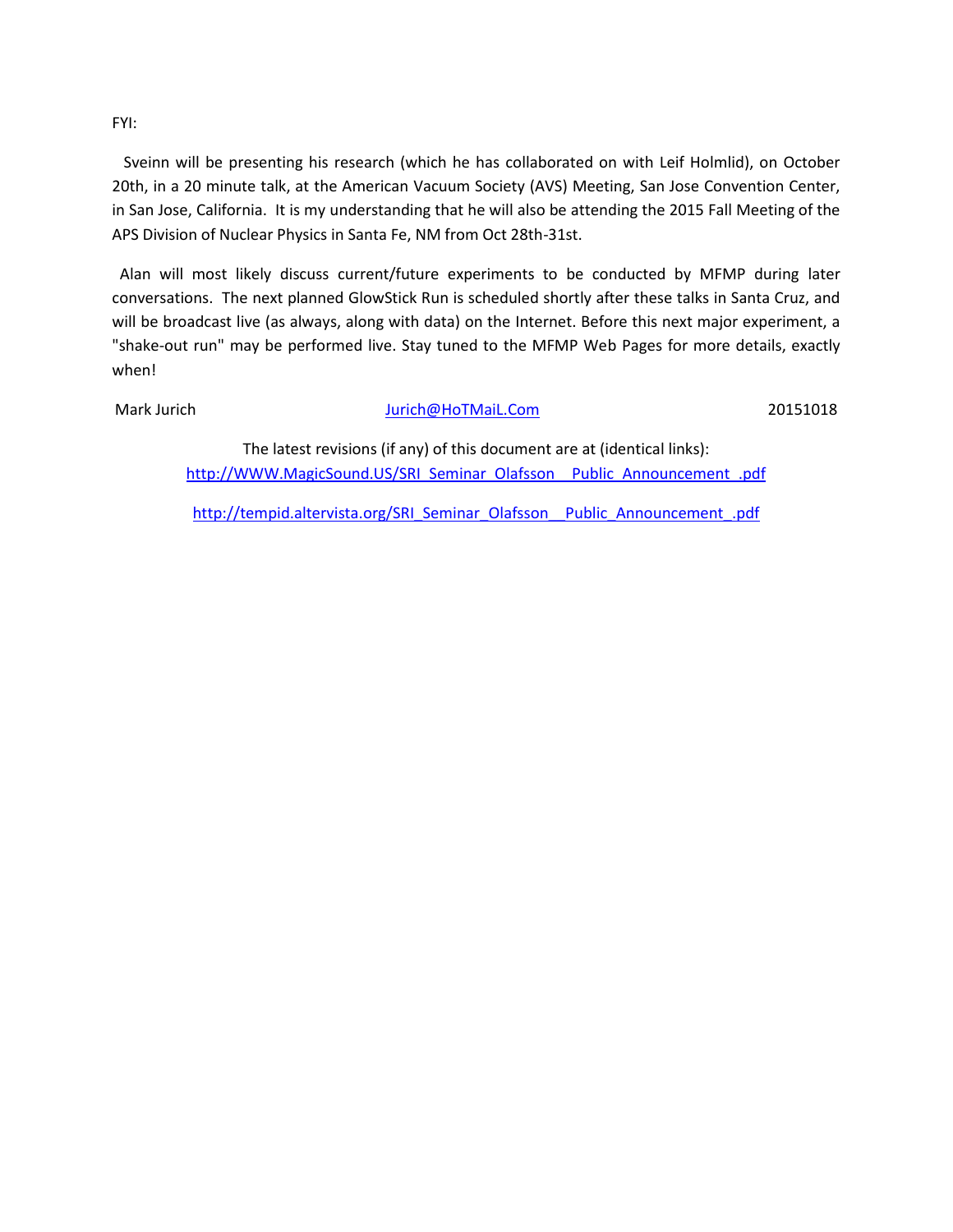FYI:

Sveinn will be presenting his research (which he has collaborated on with Leif Holmlid), on October 20th, in a 20 minute talk, at the American Vacuum Society (AVS) Meeting, San Jose Convention Center, in San Jose, California. It is my understanding that he will also be attending the 2015 Fall Meeting of the APS Division of Nuclear Physics in Santa Fe, NM from Oct 28th-31st.

Alan will most likely discuss current/future experiments to be conducted by MFMP during later conversations. The next planned GlowStick Run is scheduled shortly after these talks in Santa Cruz, and will be broadcast live (as always, along with data) on the Internet. Before this next major experiment, a "shake-out run" may be performed live. Stay tuned to the MFMP Web Pages for more details, exactly when!

Mark Jurich Jurich@HoTMaiL.Com 20151018

The latest revisions (if any) of this document are at (identical links):

http://WWW.MagicSound.US/SRI_Seminar_Olafsson__Public_Announcement_.pdf

http://tempid.altervista.org/SRI_Seminar_Olafsson__Public_Announcement_.pdf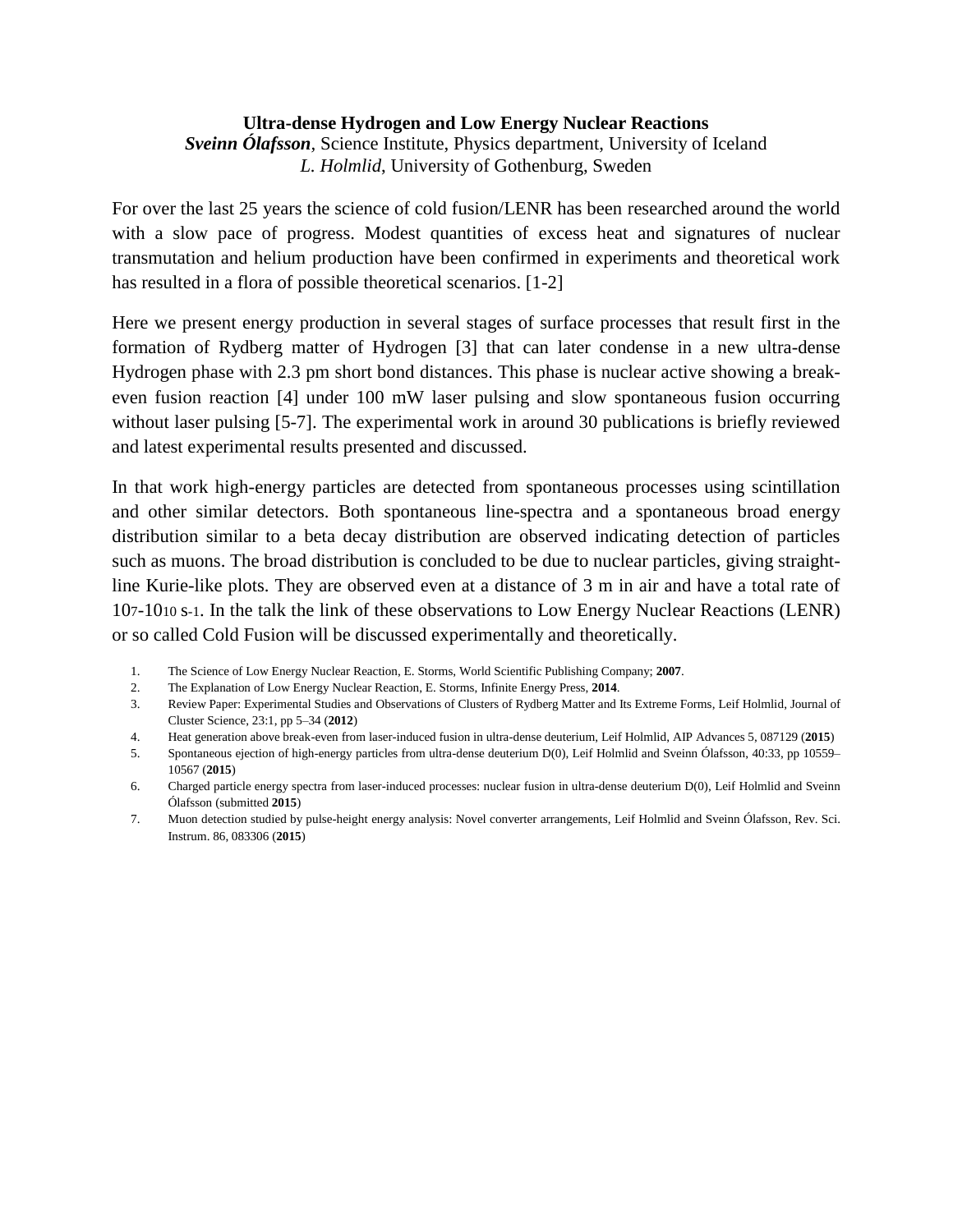**Ultra-dense Hydrogen and Low Energy Nuclear Reactions**

***Sveinn Ólafsson***, Science Institute, Physics department, University of Iceland

*L. Holmlid*, University of Gothenburg, Sweden

For over the last 25 years the science of cold fusion/LENR has been researched around the world with a slow pace of progress. Modest quantities of excess heat and signatures of nuclear transmutation and helium production have been confirmed in experiments and theoretical work has resulted in a flora of possible theoretical scenarios. [1-2]

Here we present energy production in several stages of surface processes that result first in the formation of Rydberg matter of Hydrogen [3] that can later condense in a new ultra-dense Hydrogen phase with 2.3 pm short bond distances. This phase is nuclear active showing a break-even fusion reaction [4] under 100 mW laser pulsing and slow spontaneous fusion occurring without laser pulsing [5-7]. The experimental work in around 30 publications is briefly reviewed and latest experimental results presented and discussed.

In that work high-energy particles are detected from spontaneous processes using scintillation and other similar detectors. Both spontaneous line-spectra and a spontaneous broad energy distribution similar to a beta decay distribution are observed indicating detection of particles such as muons. The broad distribution is concluded to be due to nuclear particles, giving straight-line Kurie-like plots. They are observed even at a distance of 3 m in air and have a total rate of $10^{7}$-$10^{10}$ $s^{-1}$. In the talk the link of these observations to Low Energy Nuclear Reactions (LENR) or so called Cold Fusion will be discussed experimentally and theoretically.

1. The Science of Low Energy Nuclear Reaction, E. Storms, World Scientific Publishing Company; **2007**.
2. The Explanation of Low Energy Nuclear Reaction, E. Storms, Infinite Energy Press, **2014**.
3. Review Paper: Experimental Studies and Observations of Clusters of Rydberg Matter and Its Extreme Forms, Leif Holmlid, Journal of Cluster Science, 23:1, pp 5–34 (**2012**)
4. Heat generation above break-even from laser-induced fusion in ultra-dense deuterium, Leif Holmlid, AIP Advances 5, 087129 (**2015**)
5. Spontaneous ejection of high-energy particles from ultra-dense deuterium D(0), Leif Holmlid and Sveinn Ólafsson, 40:33, pp 10559–10567 (**2015**)
6. Charged particle energy spectra from laser-induced processes: nuclear fusion in ultra-dense deuterium D(0), Leif Holmlid and Sveinn Ólafsson (submitted **2015**)
7. Muon detection studied by pulse-height energy analysis: Novel converter arrangements, Leif Holmlid and Sveinn Ólafsson, Rev. Sci. Instrum. 86, 083306 (**2015**)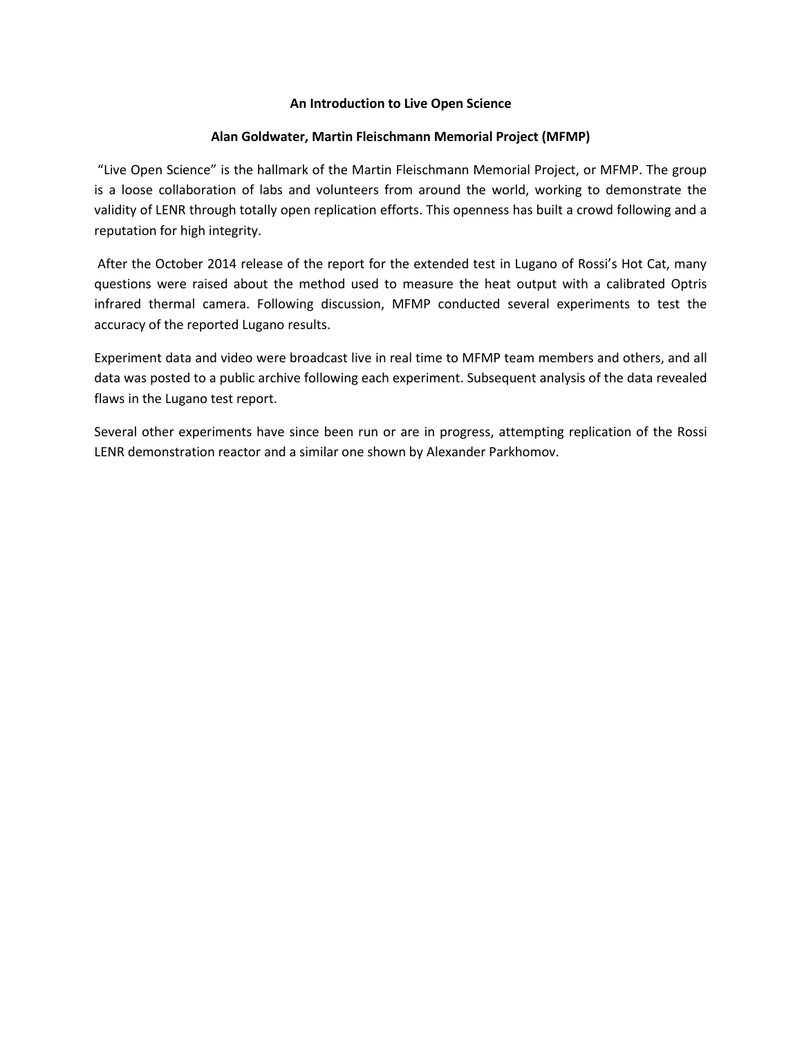**An Introduction to Live Open Science**

**Alan Goldwater, Martin Fleischmann Memorial Project (MFMP)**

"Live Open Science" is the hallmark of the Martin Fleischmann Memorial Project, or MFMP. The group is a loose collaboration of labs and volunteers from around the world, working to demonstrate the validity of LENR through totally open replication efforts. This openness has built a crowd following and a reputation for high integrity.

After the October 2014 release of the report for the extended test in Lugano of Rossi's Hot Cat, many questions were raised about the method used to measure the heat output with a calibrated Optris infrared thermal camera. Following discussion, MFMP conducted several experiments to test the accuracy of the reported Lugano results.

Experiment data and video were broadcast live in real time to MFMP team members and others, and all data was posted to a public archive following each experiment. Subsequent analysis of the data revealed flaws in the Lugano test report.

Several other experiments have since been run or are in progress, attempting replication of the Rossi LENR demonstration reactor and a similar one shown by Alexander Parkhomov.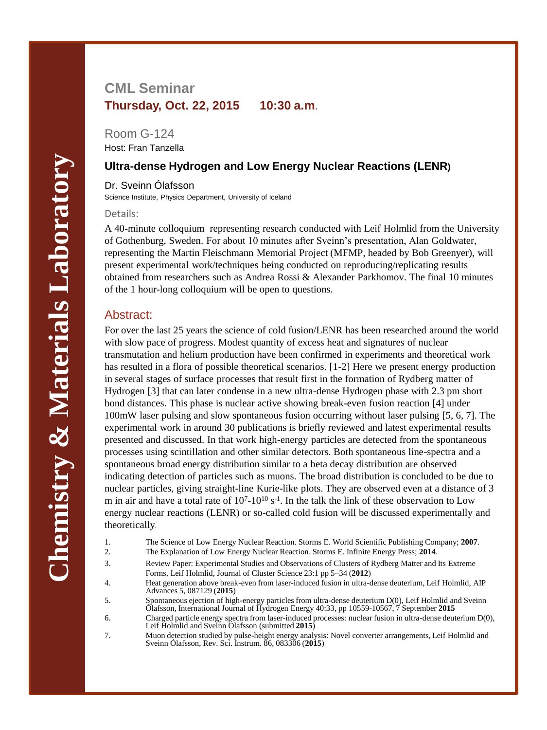Chemistry & Materials Laboratory

# CML Seminar

**Thursday, Oct. 22, 2015 10:30 a.m.**

Room G-124

Host: Fran Tanzella

## Ultra-dense Hydrogen and Low Energy Nuclear Reactions (LENR)

Dr. Sveinn Ólafsson

Science Institute, Physics Department, University of Iceland

Details:

A 40-minute colloquium representing research conducted with Leif Holmlid from the University of Gothenburg, Sweden. For about 10 minutes after Sveinn's presentation, Alan Goldwater, representing the Martin Fleischmann Memorial Project (MFMP, headed by Bob Greenyer), will present experimental work/techniques being conducted on reproducing/replicating results obtained from researchers such as Andrea Rossi & Alexander Parkhomov. The final 10 minutes of the 1 hour-long colloquium will be open to questions.

## Abstract:

For over the last 25 years the science of cold fusion/LENR has been researched around the world with slow pace of progress. Modest quantity of excess heat and signatures of nuclear transmutation and helium production have been confirmed in experiments and theoretical work has resulted in a flora of possible theoretical scenarios. [1-2] Here we present energy production in several stages of surface processes that result first in the formation of Rydberg matter of Hydrogen [3] that can later condense in a new ultra-dense Hydrogen phase with 2.3 pm short bond distances. This phase is nuclear active showing break-even fusion reaction [4] under 100mW laser pulsing and slow spontaneous fusion occurring without laser pulsing [5, 6, 7]. The experimental work in around 30 publications is briefly reviewed and latest experimental results presented and discussed. In that work high-energy particles are detected from the spontaneous processes using scintillation and other similar detectors. Both spontaneous line-spectra and a spontaneous broad energy distribution similar to a beta decay distribution are observed indicating detection of particles such as muons. The broad distribution is concluded to be due to nuclear particles, giving straight-line Kurie-like plots. They are observed even at a distance of 3 m in air and have a total rate of $10^{7}$-$10^{10}$ $s^{-1}$. In the talk the link of these observation to Low energy nuclear reactions (LENR) or so-called cold fusion will be discussed experimentally and theoretically.

1. The Science of Low Energy Nuclear Reaction. Storms E. World Scientific Publishing Company; **2007**.
2. The Explanation of Low Energy Nuclear Reaction. Storms E. Infinite Energy Press; **2014**.
3. Review Paper: Experimental Studies and Observations of Clusters of Rydberg Matter and Its Extreme Forms, Leif Holmlid, Journal of Cluster Science 23:1 pp 5–34 (**2012**)
4. Heat generation above break-even from laser-induced fusion in ultra-dense deuterium, Leif Holmlid, AIP Advances 5, 087129 (**2015**)
5. Spontaneous ejection of high-energy particles from ultra-dense deuterium D(0), Leif Holmlid and Sveinn Ólafsson, International Journal of Hydrogen Energy 40:33, pp 10559-10567, 7 September **2015**
6. Charged particle energy spectra from laser-induced processes: nuclear fusion in ultra-dense deuterium D(0), Leif Holmlid and Sveinn Ólafsson (submitted **2015**)
7. Muon detection studied by pulse-height energy analysis: Novel converter arrangements, Leif Holmlid and Sveinn Ólafsson, Rev. Sci. Instrum. 86, 083306 (**2015**)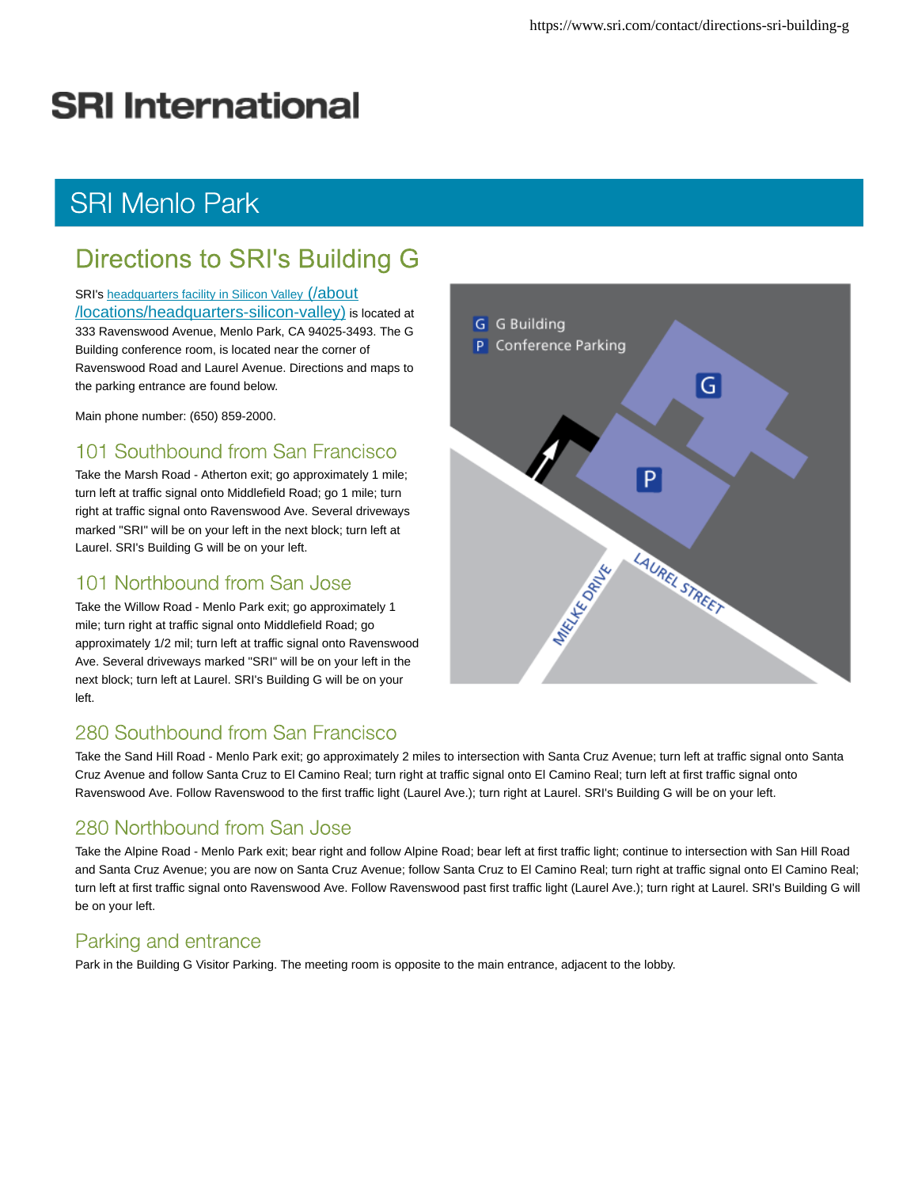# SRI International

## SRI Menlo Park

## Directions to SRI's Building G

SRI's [headquarters facility in Silicon Valley (/about/locations/headquarters-silicon-valley)](/about/locations/headquarters-silicon-valley) is located at 333 Ravenswood Avenue, Menlo Park, CA 94025-3493. The G Building conference room, is located near the corner of Ravenswood Road and Laurel Avenue. Directions and maps to the parking entrance are found below.

Main phone number: (650) 859-2000.

G Building
P Conference Parking
G
P
MIELKE DRIVE
LAUREL STREET

### 101 Southbound from San Francisco

Take the Marsh Road - Atherton exit; go approximately 1 mile; turn left at traffic signal onto Middlefield Road; go 1 mile; turn right at traffic signal onto Ravenswood Ave. Several driveways marked "SRI" will be on your left in the next block; turn left at Laurel. SRI's Building G will be on your left.

### 101 Northbound from San Jose

Take the Willow Road - Menlo Park exit; go approximately 1 mile; turn right at traffic signal onto Middlefield Road; go approximately 1/2 mil; turn left at traffic signal onto Ravenswood Ave. Several driveways marked "SRI" will be on your left in the next block; turn left at Laurel. SRI's Building G will be on your left.

### 280 Southbound from San Francisco

Take the Sand Hill Road - Menlo Park exit; go approximately 2 miles to intersection with Santa Cruz Avenue; turn left at traffic signal onto Santa Cruz Avenue and follow Santa Cruz to El Camino Real; turn right at traffic signal onto El Camino Real; turn left at first traffic signal onto Ravenswood Ave. Follow Ravenswood to the first traffic light (Laurel Ave.); turn right at Laurel. SRI's Building G will be on your left.

### 280 Northbound from San Jose

Take the Alpine Road - Menlo Park exit; bear right and follow Alpine Road; bear left at first traffic light; continue to intersection with San Hill Road and Santa Cruz Avenue; you are now on Santa Cruz Avenue; follow Santa Cruz to El Camino Real; turn right at traffic signal onto El Camino Real; turn left at first traffic signal onto Ravenswood Ave. Follow Ravenswood past first traffic light (Laurel Ave.); turn right at Laurel. SRI's Building G will be on your left.

### Parking and entrance

Park in the Building G Visitor Parking. The meeting room is opposite to the main entrance, adjacent to the lobby.